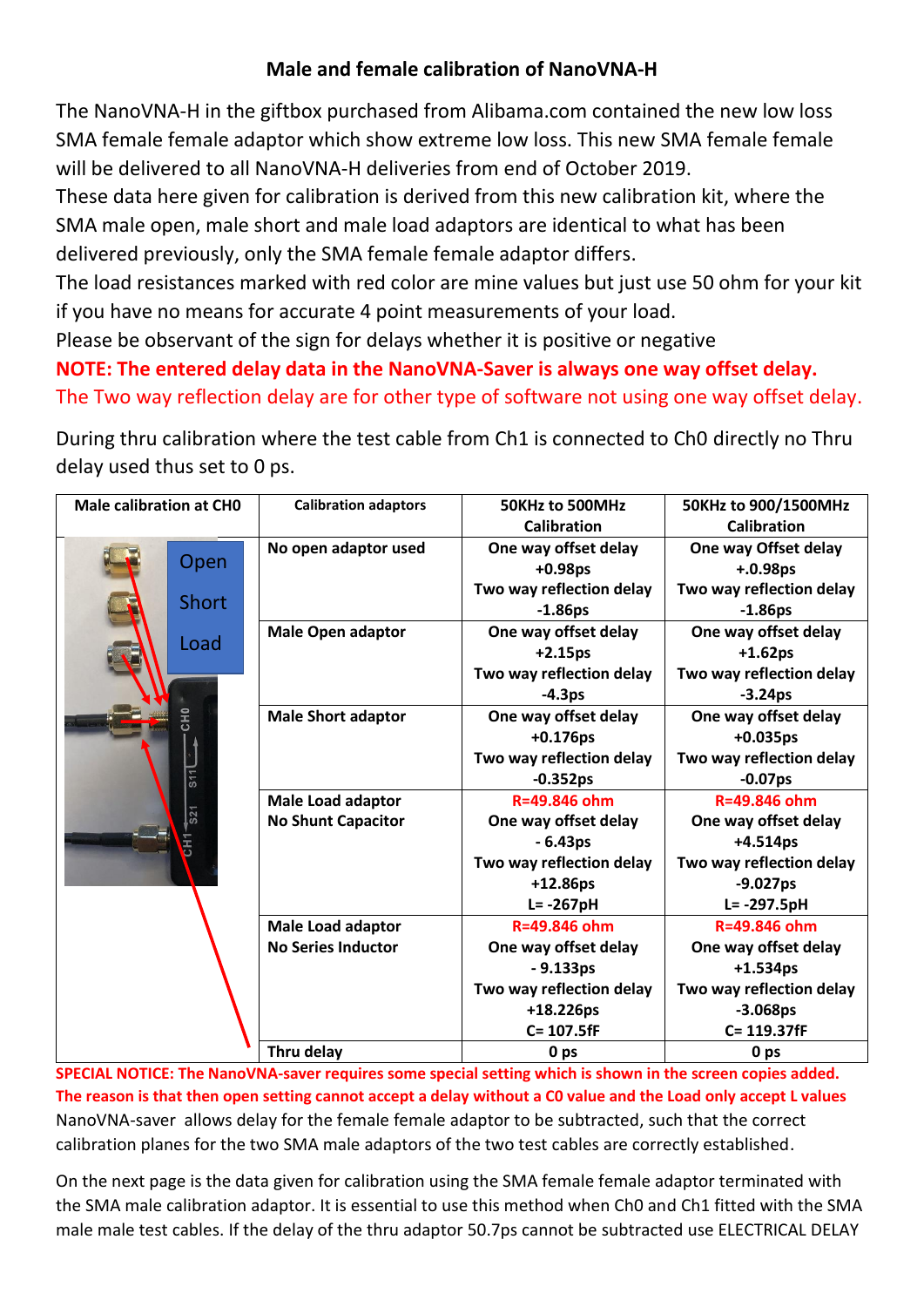# Male and female calibration of NanoVNA-H

The NanoVNA-H in the giftbox purchased from Alibama.com contained the new low loss SMA female female adaptor which show extreme low loss. This new SMA female female will be delivered to all NanoVNA-H deliveries from end of October 2019.

These data here given for calibration is derived from this new calibration kit, where the SMA male open, male short and male load adaptors are identical to what has been delivered previously, only the SMA female female adaptor differs.

The load resistances marked with red color are mine values but just use 50 ohm for your kit if you have no means for accurate 4 point measurements of your load.

Please be observant of the sign for delays whether it is positive or negative

**NOTE: The entered delay data in the NanoVNA-Saver is always one way offset delay.**

The Two way reflection delay are for other type of software not using one way offset delay.

During thru calibration where the test cable from Ch1 is connected to Ch0 directly no Thru delay used thus set to 0 ps.

| Male calibration at CH0 | Calibration adaptors | 50KHz to 500MHz Calibration | 50KHz to 900/1500MHz Calibration |
|---|---|---|---|
| Open / Short / Load | No open adaptor used | One way offset delay +0.98ps<br>Two way reflection delay -1.86ps | One way Offset delay +.0.98ps<br>Two way reflection delay -1.86ps |
| | Male Open adaptor | One way offset delay +2.15ps<br>Two way reflection delay -4.3ps | One way offset delay +1.62ps<br>Two way reflection delay -3.24ps |
| | Male Short adaptor | One way offset delay +0.176ps<br>Two way reflection delay -0.352ps | One way offset delay +0.035ps<br>Two way reflection delay -0.07ps |
| | Male Load adaptor<br>No Shunt Capacitor | R=49.846 ohm<br>One way offset delay - 6.43ps<br>Two way reflection delay +12.86ps<br>L= -267pH | R=49.846 ohm<br>One way offset delay +4.514ps<br>Two way reflection delay -9.027ps<br>L= -297.5pH |
| | Male Load adaptor<br>No Series Inductor | R=49.846 ohm<br>One way offset delay - 9.133ps<br>Two way reflection delay +18.226ps<br>C= 107.5fF | R=49.846 ohm<br>One way offset delay +1.534ps<br>Two way reflection delay -3.068ps<br>C= 119.37fF |
| | Thru delay | 0 ps | 0 ps |

**SPECIAL NOTICE: The NanoVNA-saver requires some special setting which is shown in the screen copies added. The reason is that then open setting cannot accept a delay without a C0 value and the Load only accept L values**

NanoVNA-saver allows delay for the female female adaptor to be subtracted, such that the correct calibration planes for the two SMA male adaptors of the two test cables are correctly established.

On the next page is the data given for calibration using the SMA female female adaptor terminated with the SMA male calibration adaptor. It is essential to use this method when Ch0 and Ch1 fitted with the SMA male male test cables. If the delay of the thru adaptor 50.7ps cannot be subtracted use ELECTRICAL DELAY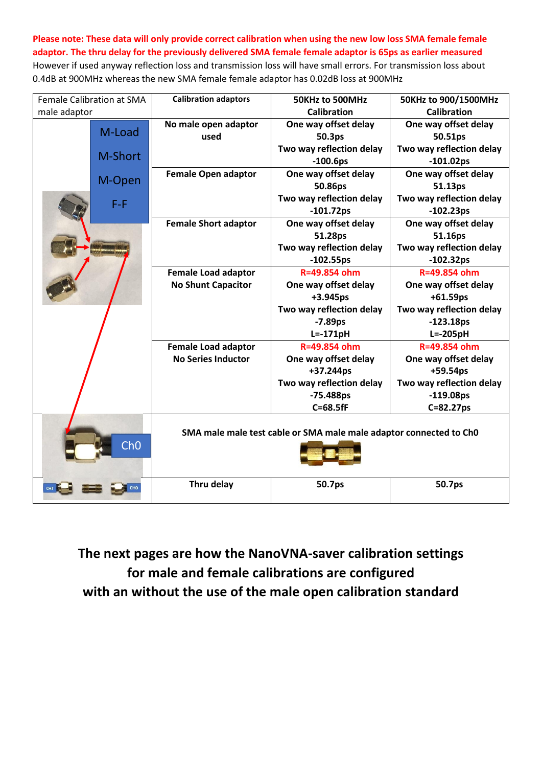**Please note: These data will only provide correct calibration when using the new low loss SMA female female adaptor. The thru delay for the previously delivered SMA female female adaptor is 65ps as earlier measured**
However if used anyway reflection loss and transmission loss will have small errors. For transmission loss about 0.4dB at 900MHz whereas the new SMA female female adaptor has 0.02dB loss at 900MHz

| Female Calibration at SMA male adaptor | Calibration adaptors | 50KHz to 500MHz Calibration | 50KHz to 900/1500MHz Calibration |
|---|---|---|---|
| M-Load<br>M-Short<br>M-Open<br>F-F | **No male open adaptor used** | **One way offset delay 50.3ps**<br>**Two way reflection delay -100.6ps** | **One way offset delay 50.51ps**<br>**Two way reflection delay -101.02ps** |
| | **Female Open adaptor** | **One way offset delay 50.86ps**<br>**Two way reflection delay -101.72ps** | **One way offset delay 51.13ps**<br>**Two way reflection delay -102.23ps** |
| | **Female Short adaptor** | **One way offset delay 51.28ps**<br>**Two way reflection delay -102.55ps** | **One way offset delay 51.16ps**<br>**Two way reflection delay -102.32ps** |
| | **Female Load adaptor No Shunt Capacitor** | **R=49.854 ohm**<br>**One way offset delay +3.945ps**<br>**Two way reflection delay -7.89ps**<br>**L=-171pH** | **R=49.854 ohm**<br>**One way offset delay +61.59ps**<br>**Two way reflection delay -123.18ps**<br>**L=-205pH** |
| | **Female Load adaptor No Series Inductor** | **R=49.854 ohm**<br>**One way offset delay +37.244ps**<br>**Two way reflection delay -75.488ps**<br>**C=68.5fF** | **R=49.854 ohm**<br>**One way offset delay +59.54ps**<br>**Two way reflection delay -119.08ps**<br>**C=82.27ps** |
| Ch0 | **SMA male male test cable or SMA male male adaptor connected to Ch0** | | |
| CH1 CH0 | **Thru delay** | **50.7ps** | **50.7ps** |

**The next pages are how the NanoVNA-saver calibration settings for male and female calibrations are configured with an without the use of the male open calibration standard**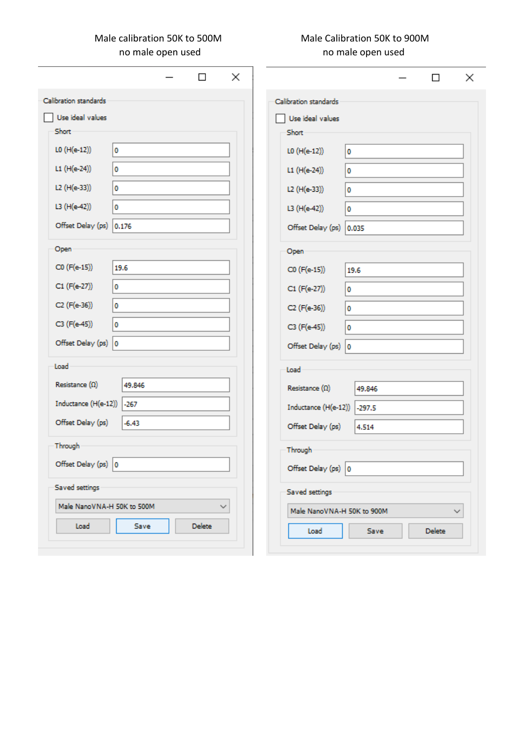## Male calibration 50K to 500M
no male open used

**Calibration standards**

☐ Use ideal values

| Short | |
|---|---|
| L0 (H(e-12)) | 0 |
| L1 (H(e-24)) | 0 |
| L2 (H(e-33)) | 0 |
| L3 (H(e-42)) | 0 |
| Offset Delay (ps) | 0.176 |

| Open | |
|---|---|
| C0 (F(e-15)) | 19.6 |
| C1 (F(e-27)) | 0 |
| C2 (F(e-36)) | 0 |
| C3 (F(e-45)) | 0 |
| Offset Delay (ps) | 0 |

| Load | |
|---|---|
| Resistance (Ω) | 49.846 |
| Inductance (H(e-12)) | -267 |
| Offset Delay (ps) | -6.43 |

| Through | |
|---|---|
| Offset Delay (ps) | 0 |

Saved settings: Male NanoVNA-H 50K to 500M

Load | Save | Delete

## Male Calibration 50K to 900M
no male open used

**Calibration standards**

☐ Use ideal values

| Short | |
|---|---|
| L0 (H(e-12)) | 0 |
| L1 (H(e-24)) | 0 |
| L2 (H(e-33)) | 0 |
| L3 (H(e-42)) | 0 |
| Offset Delay (ps) | 0.035 |

| Open | |
|---|---|
| C0 (F(e-15)) | 19.6 |
| C1 (F(e-27)) | 0 |
| C2 (F(e-36)) | 0 |
| C3 (F(e-45)) | 0 |
| Offset Delay (ps) | 0 |

| Load | |
|---|---|
| Resistance (Ω) | 49.846 |
| Inductance (H(e-12)) | -297.5 |
| Offset Delay (ps) | 4.514 |

| Through | |
|---|---|
| Offset Delay (ps) | 0 |

Saved settings: Male NanoVNA-H 50K to 900M

Load | Save | Delete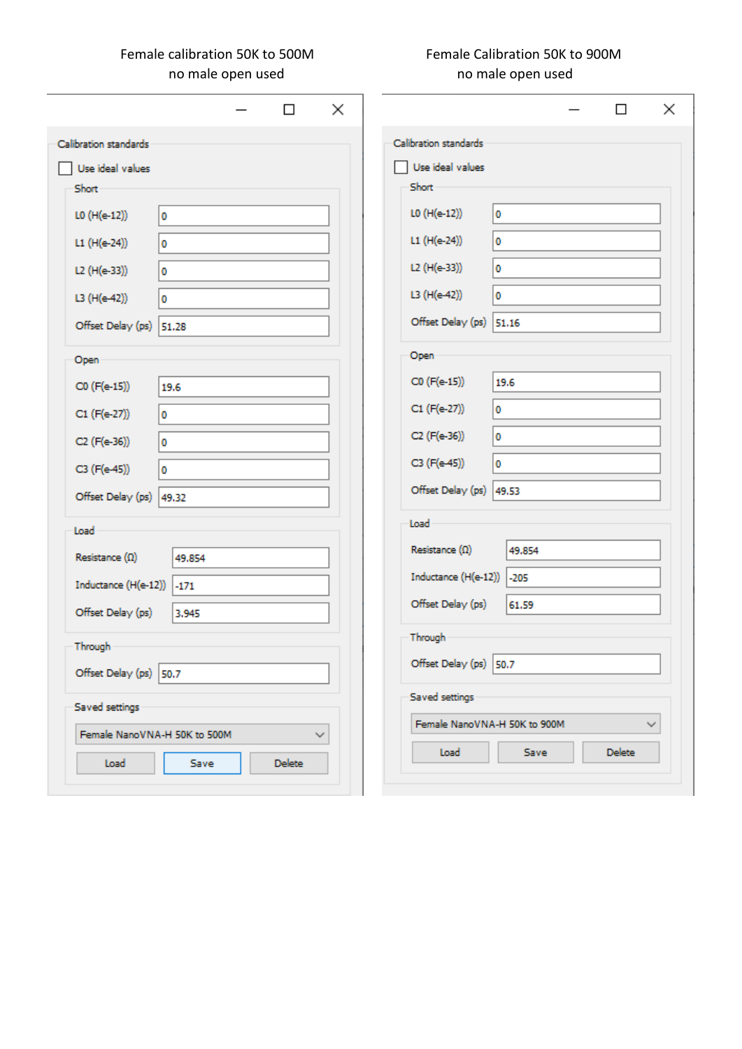| Female calibration 50K to 500M, no male open used | | Female Calibration 50K to 900M, no male open used | |
|---|---|---|---|
| **Calibration standards** | | **Calibration standards** | |
| ☐ Use ideal values | | ☐ Use ideal values | |
| **Short** | | **Short** | |
| L0 (H(e-12)) | 0 | L0 (H(e-12)) | 0 |
| L1 (H(e-24)) | 0 | L1 (H(e-24)) | 0 |
| L2 (H(e-33)) | 0 | L2 (H(e-33)) | 0 |
| L3 (H(e-42)) | 0 | L3 (H(e-42)) | 0 |
| Offset Delay (ps) | 51.28 | Offset Delay (ps) | 51.16 |
| **Open** | | **Open** | |
| C0 (F(e-15)) | 19.6 | C0 (F(e-15)) | 19.6 |
| C1 (F(e-27)) | 0 | C1 (F(e-27)) | 0 |
| C2 (F(e-36)) | 0 | C2 (F(e-36)) | 0 |
| C3 (F(e-45)) | 0 | C3 (F(e-45)) | 0 |
| Offset Delay (ps) | 49.32 | Offset Delay (ps) | 49.53 |
| **Load** | | **Load** | |
| Resistance (Ω) | 49.854 | Resistance (Ω) | 49.854 |
| Inductance (H(e-12)) | -171 | Inductance (H(e-12)) | -205 |
| Offset Delay (ps) | 3.945 | Offset Delay (ps) | 61.59 |
| **Through** | | **Through** | |
| Offset Delay (ps) | 50.7 | Offset Delay (ps) | 50.7 |
| **Saved settings** | | **Saved settings** | |
| Female NanoVNA-H 50K to 500M | | Female NanoVNA-H 50K to 900M | |
| Load / Save / Delete | | Load / Save / Delete | |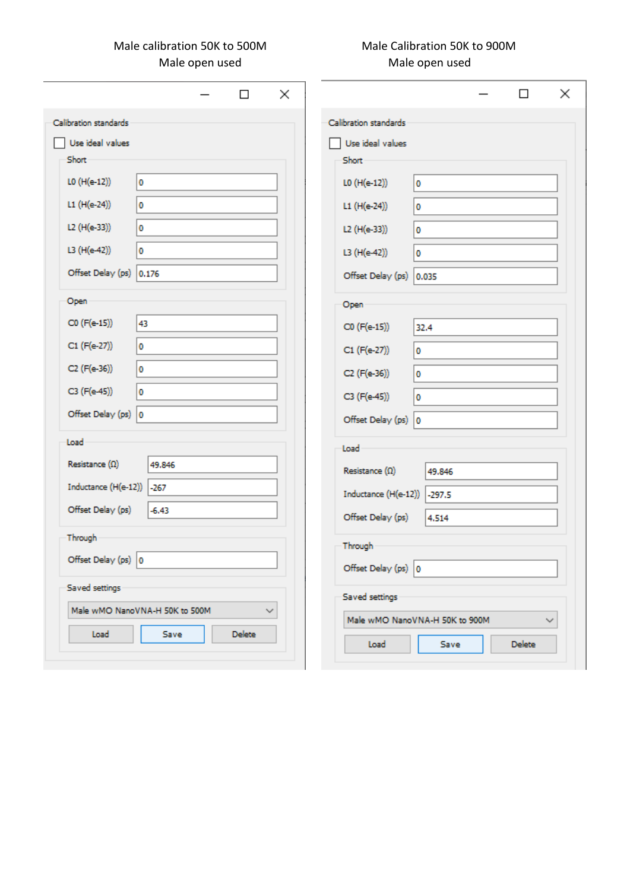## Male calibration 50K to 500M
Male open used

**Calibration standards**

- [ ] Use ideal values

**Short**

| Parameter | Value |
|---|---|
| L0 (H(e-12)) | 0 |
| L1 (H(e-24)) | 0 |
| L2 (H(e-33)) | 0 |
| L3 (H(e-42)) | 0 |
| Offset Delay (ps) | 0.176 |

**Open**

| Parameter | Value |
|---|---|
| C0 (F(e-15)) | 43 |
| C1 (F(e-27)) | 0 |
| C2 (F(e-36)) | 0 |
| C3 (F(e-45)) | 0 |
| Offset Delay (ps) | 0 |

**Load**

| Parameter | Value |
|---|---|
| Resistance (Ω) | 49.846 |
| Inductance (H(e-12)) | -267 |
| Offset Delay (ps) | -6.43 |

**Through**

| Parameter | Value |
|---|---|
| Offset Delay (ps) | 0 |

**Saved settings**

Male wMO NanoVNA-H 50K to 500M

Load | Save | Delete

## Male Calibration 50K to 900M
Male open used

**Calibration standards**

- [ ] Use ideal values

**Short**

| Parameter | Value |
|---|---|
| L0 (H(e-12)) | 0 |
| L1 (H(e-24)) | 0 |
| L2 (H(e-33)) | 0 |
| L3 (H(e-42)) | 0 |
| Offset Delay (ps) | 0.035 |

**Open**

| Parameter | Value |
|---|---|
| C0 (F(e-15)) | 32.4 |
| C1 (F(e-27)) | 0 |
| C2 (F(e-36)) | 0 |
| C3 (F(e-45)) | 0 |
| Offset Delay (ps) | 0 |

**Load**

| Parameter | Value |
|---|---|
| Resistance (Ω) | 49.846 |
| Inductance (H(e-12)) | -297.5 |
| Offset Delay (ps) | 4.514 |

**Through**

| Parameter | Value |
|---|---|
| Offset Delay (ps) | 0 |

**Saved settings**

Male wMO NanoVNA-H 50K to 900M

Load | Save | Delete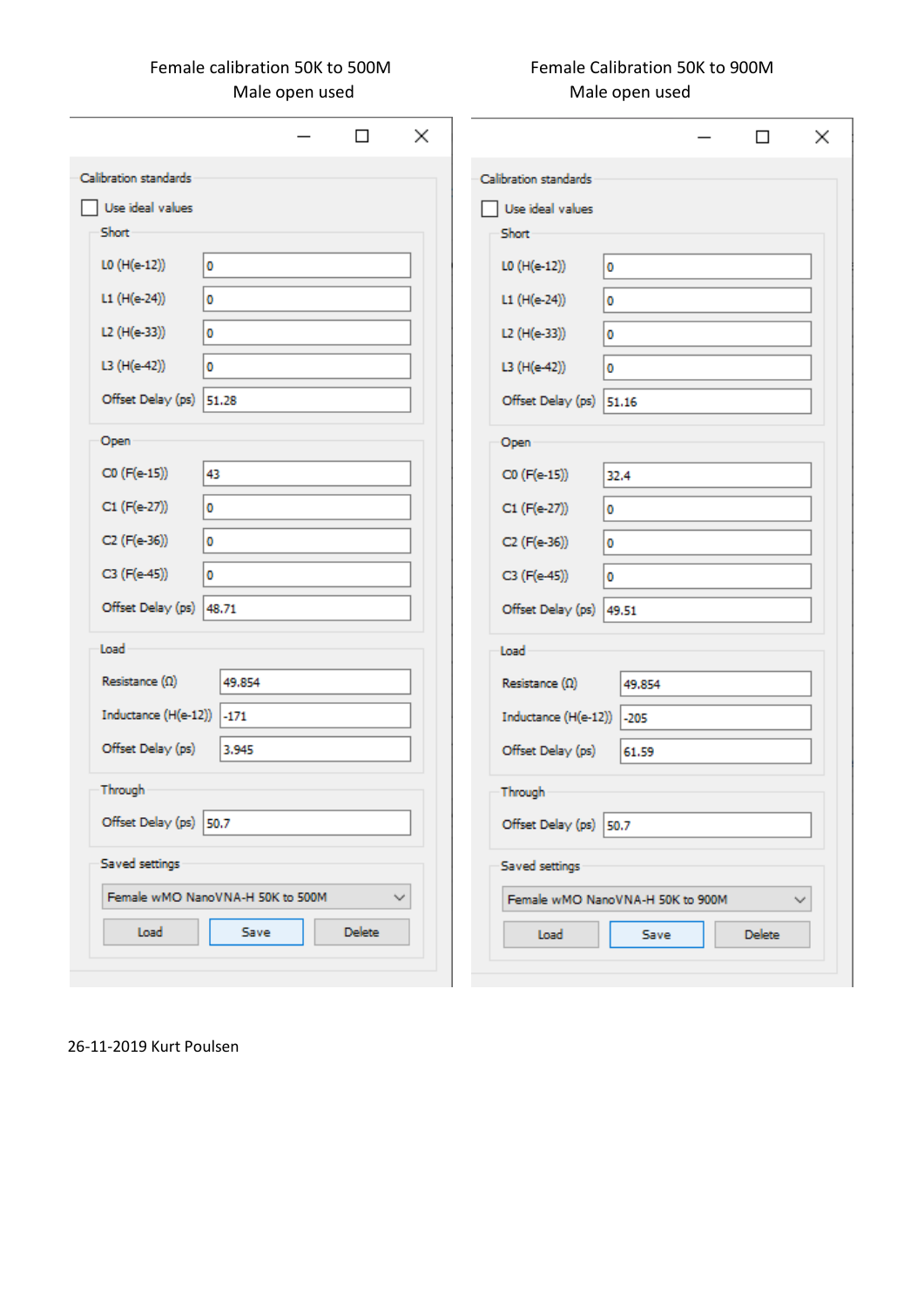Female calibration 50K to 500M
Male open used

Calibration standards

Use ideal values

Short

| | |
|---|---|
| L0 (H(e-12)) | 0 |
| L1 (H(e-24)) | 0 |
| L2 (H(e-33)) | 0 |
| L3 (H(e-42)) | 0 |
| Offset Delay (ps) | 51.28 |

Open

| | |
|---|---|
| C0 (F(e-15)) | 43 |
| C1 (F(e-27)) | 0 |
| C2 (F(e-36)) | 0 |
| C3 (F(e-45)) | 0 |
| Offset Delay (ps) | 48.71 |

Load

| | |
|---|---|
| Resistance (Ω) | 49.854 |
| Inductance (H(e-12)) | -171 |
| Offset Delay (ps) | 3.945 |

Through

| | |
|---|---|
| Offset Delay (ps) | 50.7 |

Saved settings

Female wMO NanoVNA-H 50K to 500M

Load Save Delete

Female Calibration 50K to 900M
Male open used

Calibration standards

Use ideal values

Short

| | |
|---|---|
| L0 (H(e-12)) | 0 |
| L1 (H(e-24)) | 0 |
| L2 (H(e-33)) | 0 |
| L3 (H(e-42)) | 0 |
| Offset Delay (ps) | 51.16 |

Open

| | |
|---|---|
| C0 (F(e-15)) | 32.4 |
| C1 (F(e-27)) | 0 |
| C2 (F(e-36)) | 0 |
| C3 (F(e-45)) | 0 |
| Offset Delay (ps) | 49.51 |

Load

| | |
|---|---|
| Resistance (Ω) | 49.854 |
| Inductance (H(e-12)) | -205 |
| Offset Delay (ps) | 61.59 |

Through

| | |
|---|---|
| Offset Delay (ps) | 50.7 |

Saved settings

Female wMO NanoVNA-H 50K to 900M

Load Save Delete

26-11-2019 Kurt Poulsen